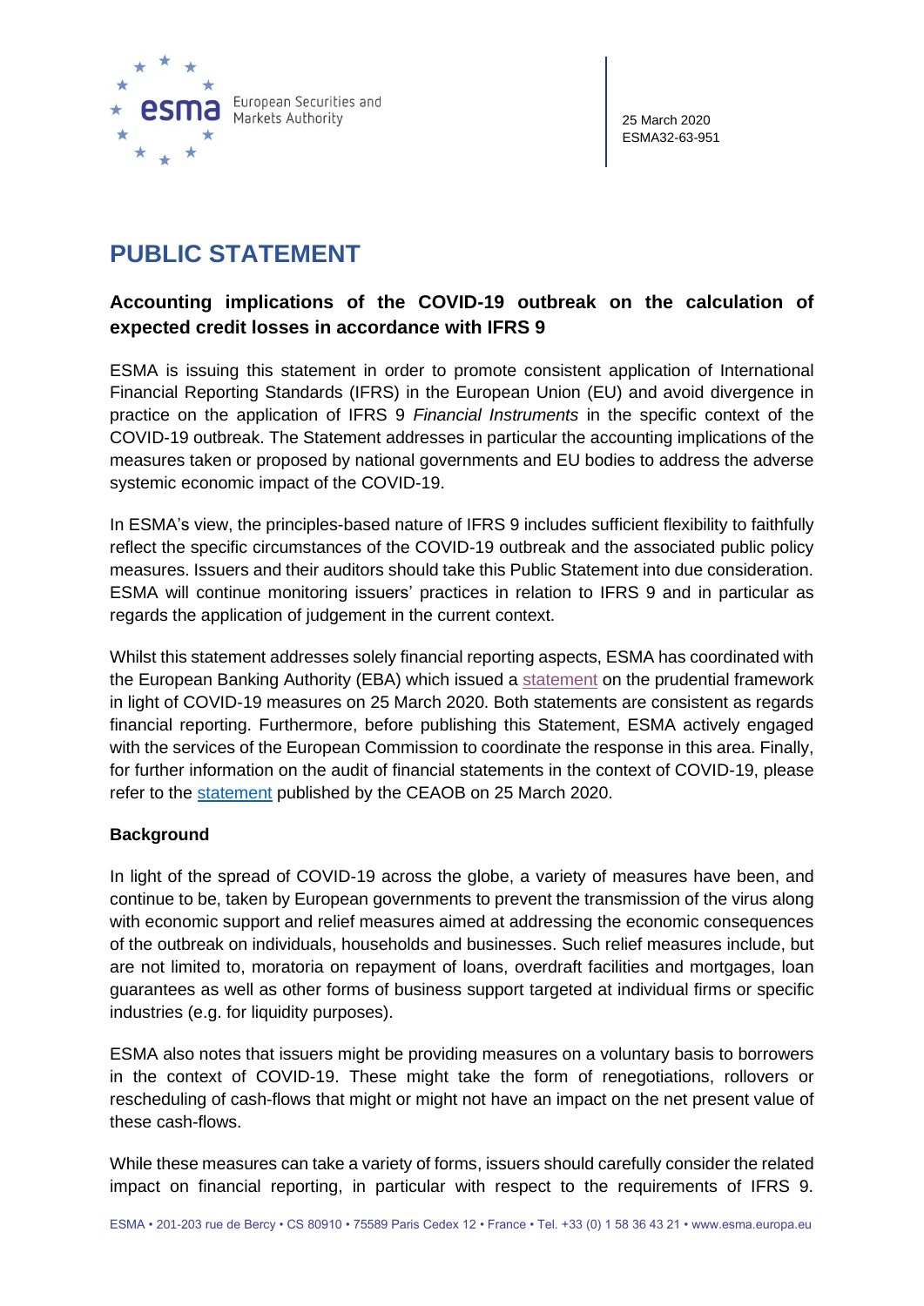25 March 2020
ESMA32-63-951

# PUBLIC STATEMENT

## Accounting implications of the COVID-19 outbreak on the calculation of expected credit losses in accordance with IFRS 9

ESMA is issuing this statement in order to promote consistent application of International Financial Reporting Standards (IFRS) in the European Union (EU) and avoid divergence in practice on the application of IFRS 9 *Financial Instruments* in the specific context of the COVID-19 outbreak. The Statement addresses in particular the accounting implications of the measures taken or proposed by national governments and EU bodies to address the adverse systemic economic impact of the COVID-19.

In ESMA's view, the principles-based nature of IFRS 9 includes sufficient flexibility to faithfully reflect the specific circumstances of the COVID-19 outbreak and the associated public policy measures. Issuers and their auditors should take this Public Statement into due consideration. ESMA will continue monitoring issuers' practices in relation to IFRS 9 and in particular as regards the application of judgement in the current context.

Whilst this statement addresses solely financial reporting aspects, ESMA has coordinated with the European Banking Authority (EBA) which issued a statement on the prudential framework in light of COVID-19 measures on 25 March 2020. Both statements are consistent as regards financial reporting. Furthermore, before publishing this Statement, ESMA actively engaged with the services of the European Commission to coordinate the response in this area. Finally, for further information on the audit of financial statements in the context of COVID-19, please refer to the statement published by the CEAOB on 25 March 2020.

**Background**

In light of the spread of COVID-19 across the globe, a variety of measures have been, and continue to be, taken by European governments to prevent the transmission of the virus along with economic support and relief measures aimed at addressing the economic consequences of the outbreak on individuals, households and businesses. Such relief measures include, but are not limited to, moratoria on repayment of loans, overdraft facilities and mortgages, loan guarantees as well as other forms of business support targeted at individual firms or specific industries (e.g. for liquidity purposes).

ESMA also notes that issuers might be providing measures on a voluntary basis to borrowers in the context of COVID-19. These might take the form of renegotiations, rollovers or rescheduling of cash-flows that might or might not have an impact on the net present value of these cash-flows.

While these measures can take a variety of forms, issuers should carefully consider the related impact on financial reporting, in particular with respect to the requirements of IFRS 9.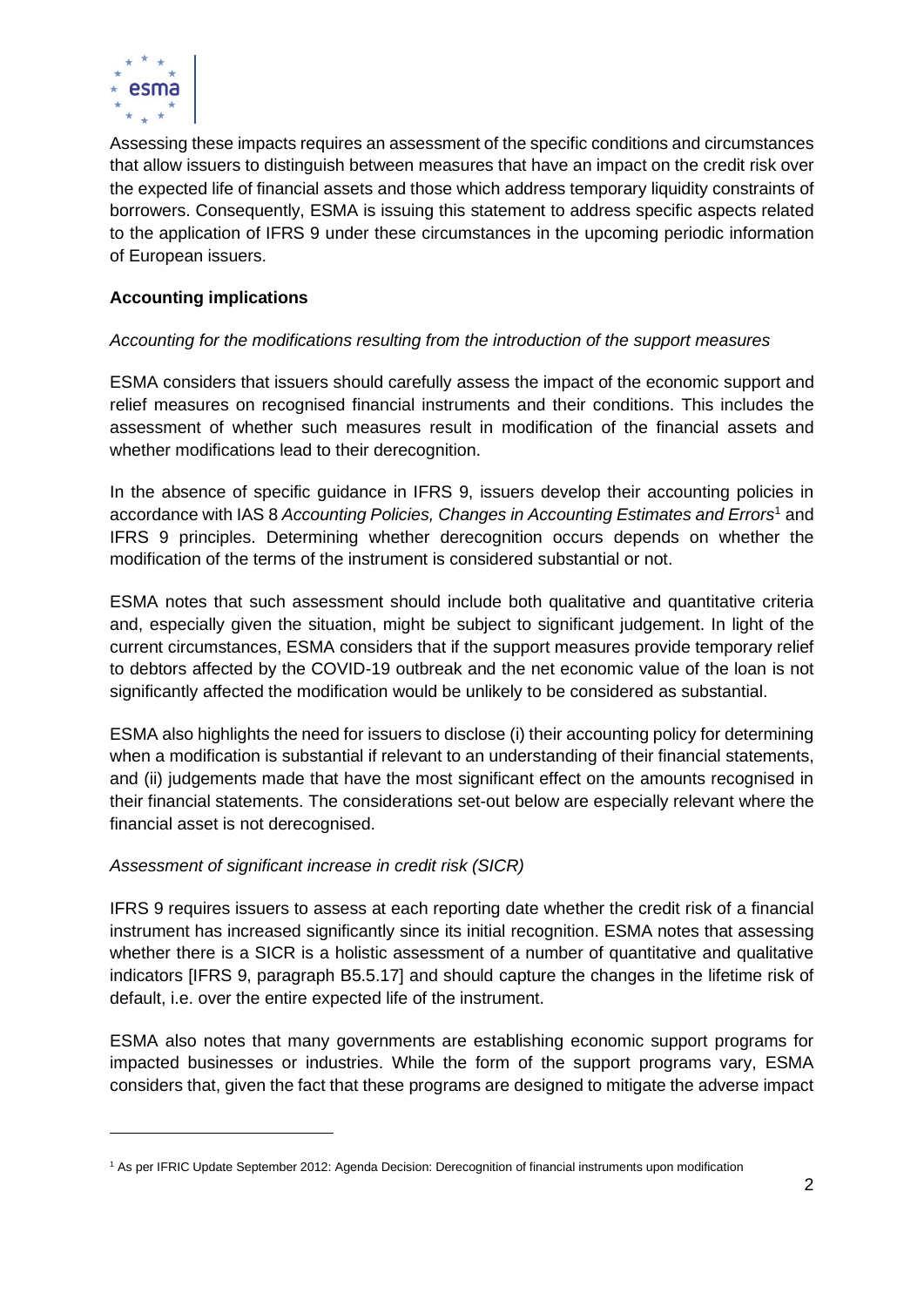Assessing these impacts requires an assessment of the specific conditions and circumstances that allow issuers to distinguish between measures that have an impact on the credit risk over the expected life of financial assets and those which address temporary liquidity constraints of borrowers. Consequently, ESMA is issuing this statement to address specific aspects related to the application of IFRS 9 under these circumstances in the upcoming periodic information of European issuers.

**Accounting implications**

*Accounting for the modifications resulting from the introduction of the support measures*

ESMA considers that issuers should carefully assess the impact of the economic support and relief measures on recognised financial instruments and their conditions. This includes the assessment of whether such measures result in modification of the financial assets and whether modifications lead to their derecognition.

In the absence of specific guidance in IFRS 9, issuers develop their accounting policies in accordance with IAS 8 *Accounting Policies, Changes in Accounting Estimates and Errors*[1] and IFRS 9 principles. Determining whether derecognition occurs depends on whether the modification of the terms of the instrument is considered substantial or not.

ESMA notes that such assessment should include both qualitative and quantitative criteria and, especially given the situation, might be subject to significant judgement. In light of the current circumstances, ESMA considers that if the support measures provide temporary relief to debtors affected by the COVID-19 outbreak and the net economic value of the loan is not significantly affected the modification would be unlikely to be considered as substantial.

ESMA also highlights the need for issuers to disclose (i) their accounting policy for determining when a modification is substantial if relevant to an understanding of their financial statements, and (ii) judgements made that have the most significant effect on the amounts recognised in their financial statements. The considerations set-out below are especially relevant where the financial asset is not derecognised.

*Assessment of significant increase in credit risk (SICR)*

IFRS 9 requires issuers to assess at each reporting date whether the credit risk of a financial instrument has increased significantly since its initial recognition. ESMA notes that assessing whether there is a SICR is a holistic assessment of a number of quantitative and qualitative indicators [IFRS 9, paragraph B5.5.17] and should capture the changes in the lifetime risk of default, i.e. over the entire expected life of the instrument.

ESMA also notes that many governments are establishing economic support programs for impacted businesses or industries. While the form of the support programs vary, ESMA considers that, given the fact that these programs are designed to mitigate the adverse impact

[1] As per IFRIC Update September 2012: Agenda Decision: Derecognition of financial instruments upon modification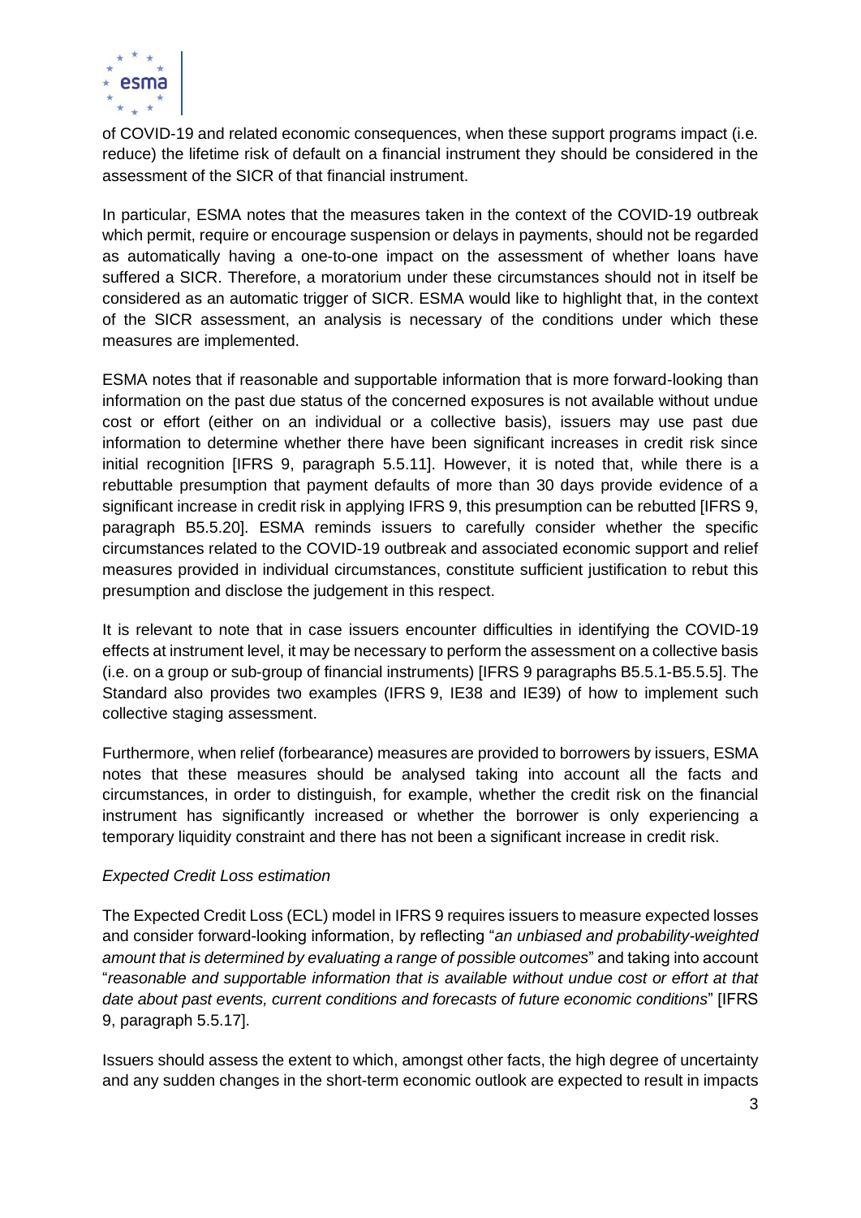of COVID-19 and related economic consequences, when these support programs impact (i.e. reduce) the lifetime risk of default on a financial instrument they should be considered in the assessment of the SICR of that financial instrument.

In particular, ESMA notes that the measures taken in the context of the COVID-19 outbreak which permit, require or encourage suspension or delays in payments, should not be regarded as automatically having a one-to-one impact on the assessment of whether loans have suffered a SICR. Therefore, a moratorium under these circumstances should not in itself be considered as an automatic trigger of SICR. ESMA would like to highlight that, in the context of the SICR assessment, an analysis is necessary of the conditions under which these measures are implemented.

ESMA notes that if reasonable and supportable information that is more forward-looking than information on the past due status of the concerned exposures is not available without undue cost or effort (either on an individual or a collective basis), issuers may use past due information to determine whether there have been significant increases in credit risk since initial recognition [IFRS 9, paragraph 5.5.11]. However, it is noted that, while there is a rebuttable presumption that payment defaults of more than 30 days provide evidence of a significant increase in credit risk in applying IFRS 9, this presumption can be rebutted [IFRS 9, paragraph B5.5.20]. ESMA reminds issuers to carefully consider whether the specific circumstances related to the COVID-19 outbreak and associated economic support and relief measures provided in individual circumstances, constitute sufficient justification to rebut this presumption and disclose the judgement in this respect.

It is relevant to note that in case issuers encounter difficulties in identifying the COVID-19 effects at instrument level, it may be necessary to perform the assessment on a collective basis (i.e. on a group or sub-group of financial instruments) [IFRS 9 paragraphs B5.5.1-B5.5.5]. The Standard also provides two examples (IFRS 9, IE38 and IE39) of how to implement such collective staging assessment.

Furthermore, when relief (forbearance) measures are provided to borrowers by issuers, ESMA notes that these measures should be analysed taking into account all the facts and circumstances, in order to distinguish, for example, whether the credit risk on the financial instrument has significantly increased or whether the borrower is only experiencing a temporary liquidity constraint and there has not been a significant increase in credit risk.

*Expected Credit Loss estimation*

The Expected Credit Loss (ECL) model in IFRS 9 requires issuers to measure expected losses and consider forward-looking information, by reflecting "*an unbiased and probability-weighted amount that is determined by evaluating a range of possible outcomes*" and taking into account "*reasonable and supportable information that is available without undue cost or effort at that date about past events, current conditions and forecasts of future economic conditions*" [IFRS 9, paragraph 5.5.17].

Issuers should assess the extent to which, amongst other facts, the high degree of uncertainty and any sudden changes in the short-term economic outlook are expected to result in impacts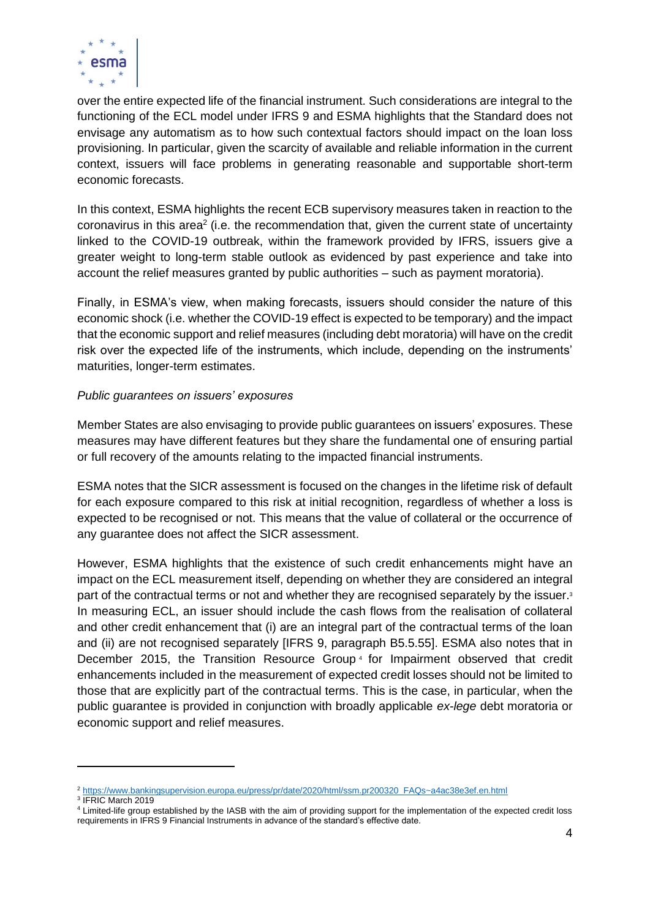over the entire expected life of the financial instrument. Such considerations are integral to the functioning of the ECL model under IFRS 9 and ESMA highlights that the Standard does not envisage any automatism as to how such contextual factors should impact on the loan loss provisioning. In particular, given the scarcity of available and reliable information in the current context, issuers will face problems in generating reasonable and supportable short-term economic forecasts.

In this context, ESMA highlights the recent ECB supervisory measures taken in reaction to the coronavirus in this area[2] (i.e. the recommendation that, given the current state of uncertainty linked to the COVID-19 outbreak, within the framework provided by IFRS, issuers give a greater weight to long-term stable outlook as evidenced by past experience and take into account the relief measures granted by public authorities – such as payment moratoria).

Finally, in ESMA's view, when making forecasts, issuers should consider the nature of this economic shock (i.e. whether the COVID-19 effect is expected to be temporary) and the impact that the economic support and relief measures (including debt moratoria) will have on the credit risk over the expected life of the instruments, which include, depending on the instruments' maturities, longer-term estimates.

*Public guarantees on issuers' exposures*

Member States are also envisaging to provide public guarantees on issuers' exposures. These measures may have different features but they share the fundamental one of ensuring partial or full recovery of the amounts relating to the impacted financial instruments.

ESMA notes that the SICR assessment is focused on the changes in the lifetime risk of default for each exposure compared to this risk at initial recognition, regardless of whether a loss is expected to be recognised or not. This means that the value of collateral or the occurrence of any guarantee does not affect the SICR assessment.

However, ESMA highlights that the existence of such credit enhancements might have an impact on the ECL measurement itself, depending on whether they are considered an integral part of the contractual terms or not and whether they are recognised separately by the issuer.[3] In measuring ECL, an issuer should include the cash flows from the realisation of collateral and other credit enhancement that (i) are an integral part of the contractual terms of the loan and (ii) are not recognised separately [IFRS 9, paragraph B5.5.55]. ESMA also notes that in December 2015, the Transition Resource Group[4] for Impairment observed that credit enhancements included in the measurement of expected credit losses should not be limited to those that are explicitly part of the contractual terms. This is the case, in particular, when the public guarantee is provided in conjunction with broadly applicable *ex-lege* debt moratoria or economic support and relief measures.

---

[2] https://www.bankingsupervision.europa.eu/press/pr/date/2020/html/ssm.pr200320_FAQs~a4ac38e3ef.en.html

[3] IFRIC March 2019

[4] Limited-life group established by the IASB with the aim of providing support for the implementation of the expected credit loss requirements in IFRS 9 Financial Instruments in advance of the standard's effective date.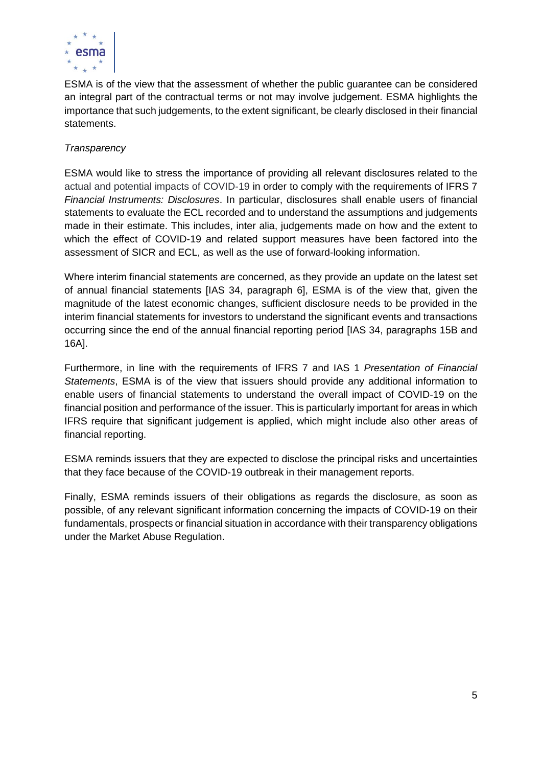ESMA is of the view that the assessment of whether the public guarantee can be considered an integral part of the contractual terms or not may involve judgement. ESMA highlights the importance that such judgements, to the extent significant, be clearly disclosed in their financial statements.

*Transparency*

ESMA would like to stress the importance of providing all relevant disclosures related to the actual and potential impacts of COVID-19 in order to comply with the requirements of IFRS 7 *Financial Instruments: Disclosures*. In particular, disclosures shall enable users of financial statements to evaluate the ECL recorded and to understand the assumptions and judgements made in their estimate. This includes, inter alia, judgements made on how and the extent to which the effect of COVID-19 and related support measures have been factored into the assessment of SICR and ECL, as well as the use of forward-looking information.

Where interim financial statements are concerned, as they provide an update on the latest set of annual financial statements [IAS 34, paragraph 6], ESMA is of the view that, given the magnitude of the latest economic changes, sufficient disclosure needs to be provided in the interim financial statements for investors to understand the significant events and transactions occurring since the end of the annual financial reporting period [IAS 34, paragraphs 15B and 16A].

Furthermore, in line with the requirements of IFRS 7 and IAS 1 *Presentation of Financial Statements*, ESMA is of the view that issuers should provide any additional information to enable users of financial statements to understand the overall impact of COVID-19 on the financial position and performance of the issuer. This is particularly important for areas in which IFRS require that significant judgement is applied, which might include also other areas of financial reporting.

ESMA reminds issuers that they are expected to disclose the principal risks and uncertainties that they face because of the COVID-19 outbreak in their management reports.

Finally, ESMA reminds issuers of their obligations as regards the disclosure, as soon as possible, of any relevant significant information concerning the impacts of COVID-19 on their fundamentals, prospects or financial situation in accordance with their transparency obligations under the Market Abuse Regulation.